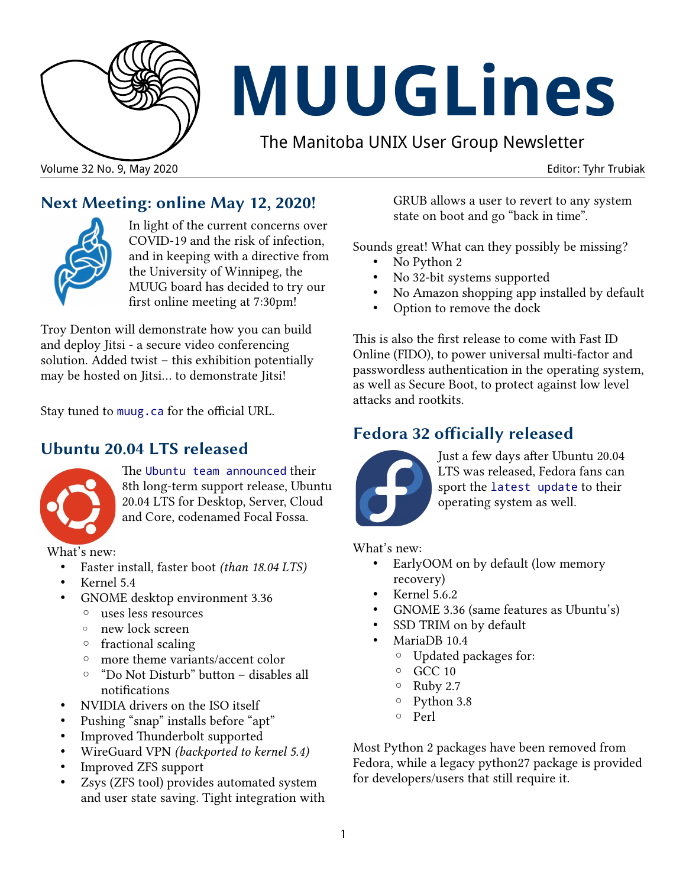# MUUGLines

The Manitoba UNIX User Group Newsletter

Volume 32 No. 9, May 2020 — Editor: Tyhr Trubiak

## Next Meeting: online May 12, 2020!

In light of the current concerns over COVID-19 and the risk of infection, and in keeping with a directive from the University of Winnipeg, the MUUG board has decided to try our first online meeting at 7:30pm!

Troy Denton will demonstrate how you can build and deploy Jitsi - a secure video conferencing solution. Added twist – this exhibition potentially may be hosted on Jitsi… to demonstrate Jitsi!

Stay tuned to `muug.ca` for the official URL.

## Ubuntu 20.04 LTS released

The `Ubuntu team announced` their 8th long-term support release, Ubuntu 20.04 LTS for Desktop, Server, Cloud and Core, codenamed Focal Fossa.

What's new:

- Faster install, faster boot *(than 18.04 LTS)*
- Kernel 5.4
- GNOME desktop environment 3.36
  - uses less resources
  - new lock screen
  - fractional scaling
  - more theme variants/accent color
  - "Do Not Disturb" button – disables all notifications
- NVIDIA drivers on the ISO itself
- Pushing "snap" installs before "apt"
- Improved Thunderbolt supported
- WireGuard VPN *(backported to kernel 5.4)*
- Improved ZFS support
- Zsys (ZFS tool) provides automated system and user state saving. Tight integration with GRUB allows a user to revert to any system state on boot and go "back in time".

Sounds great! What can they possibly be missing?

- No Python 2
- No 32-bit systems supported
- No Amazon shopping app installed by default
- Option to remove the dock

This is also the first release to come with Fast ID Online (FIDO), to power universal multi-factor and passwordless authentication in the operating system, as well as Secure Boot, to protect against low level attacks and rootkits.

## Fedora 32 officially released

Just a few days after Ubuntu 20.04 LTS was released, Fedora fans can sport the `latest update` to their operating system as well.

What's new:

- EarlyOOM on by default (low memory recovery)
- Kernel 5.6.2
- GNOME 3.36 (same features as Ubuntu's)
- SSD TRIM on by default
- MariaDB 10.4
  - Updated packages for:
  - GCC 10
  - Ruby 2.7
  - Python 3.8
  - Perl

Most Python 2 packages have been removed from Fedora, while a legacy python27 package is provided for developers/users that still require it.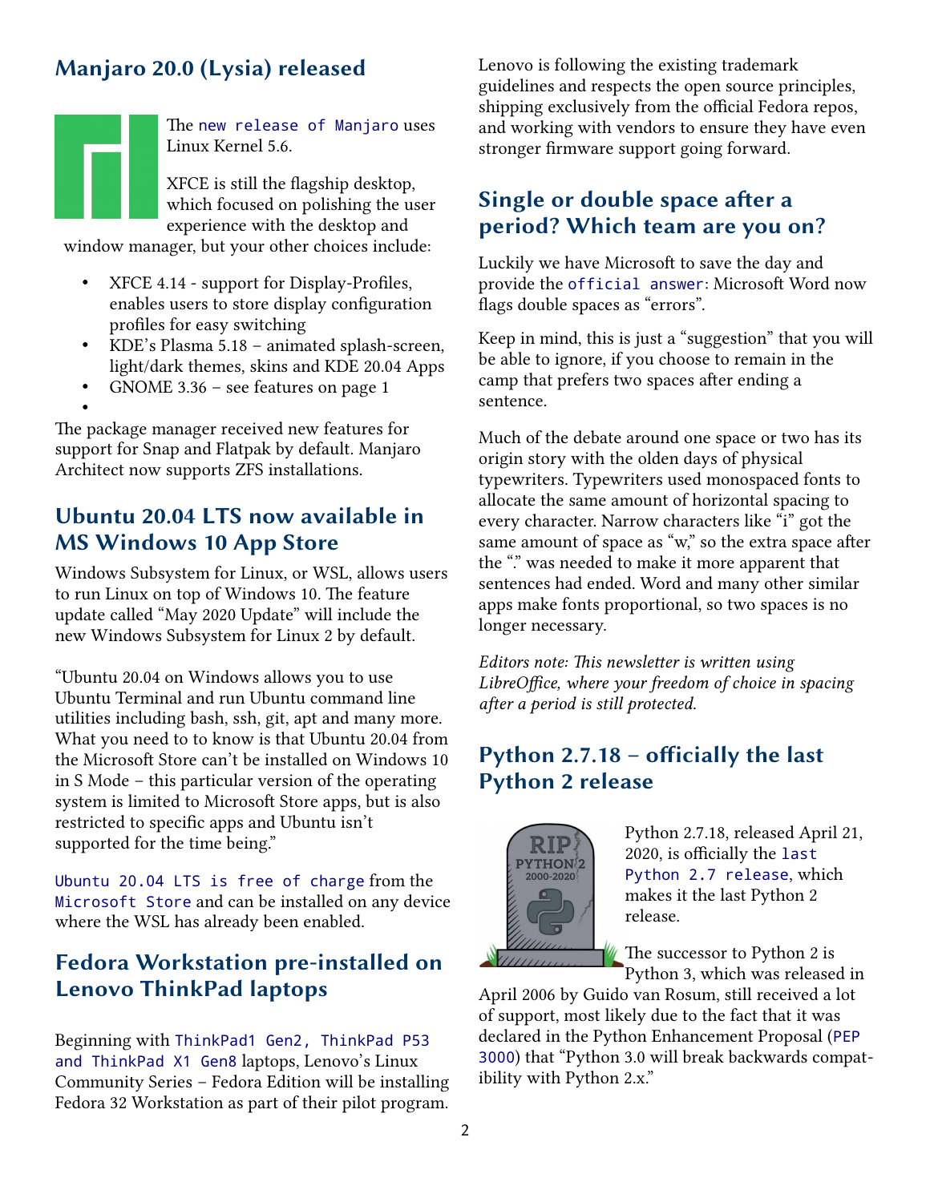## Manjaro 20.0 (Lysia) released

The new release of Manjaro uses Linux Kernel 5.6.

XFCE is still the flagship desktop, which focused on polishing the user experience with the desktop and window manager, but your other choices include:

- XFCE 4.14 - support for Display-Profiles, enables users to store display configuration profiles for easy switching
- KDE's Plasma 5.18 – animated splash-screen, light/dark themes, skins and KDE 20.04 Apps
- GNOME 3.36 – see features on page 1
- 

The package manager received new features for support for Snap and Flatpak by default. Manjaro Architect now supports ZFS installations.

## Ubuntu 20.04 LTS now available in MS Windows 10 App Store

Windows Subsystem for Linux, or WSL, allows users to run Linux on top of Windows 10. The feature update called "May 2020 Update" will include the new Windows Subsystem for Linux 2 by default.

"Ubuntu 20.04 on Windows allows you to use Ubuntu Terminal and run Ubuntu command line utilities including bash, ssh, git, apt and many more. What you need to to know is that Ubuntu 20.04 from the Microsoft Store can't be installed on Windows 10 in S Mode – this particular version of the operating system is limited to Microsoft Store apps, but is also restricted to specific apps and Ubuntu isn't supported for the time being."

Ubuntu 20.04 LTS is free of charge from the Microsoft Store and can be installed on any device where the WSL has already been enabled.

## Fedora Workstation pre-installed on Lenovo ThinkPad laptops

Beginning with ThinkPad1 Gen2, ThinkPad P53 and ThinkPad X1 Gen8 laptops, Lenovo's Linux Community Series – Fedora Edition will be installing Fedora 32 Workstation as part of their pilot program.

Lenovo is following the existing trademark guidelines and respects the open source principles, shipping exclusively from the official Fedora repos, and working with vendors to ensure they have even stronger firmware support going forward.

## Single or double space after a period? Which team are you on?

Luckily we have Microsoft to save the day and provide the official answer: Microsoft Word now flags double spaces as "errors".

Keep in mind, this is just a "suggestion" that you will be able to ignore, if you choose to remain in the camp that prefers two spaces after ending a sentence.

Much of the debate around one space or two has its origin story with the olden days of physical typewriters. Typewriters used monospaced fonts to allocate the same amount of horizontal spacing to every character. Narrow characters like "i" got the same amount of space as "w," so the extra space after the "." was needed to make it more apparent that sentences had ended. Word and many other similar apps make fonts proportional, so two spaces is no longer necessary.

*Editors note: This newsletter is written using LibreOffice, where your freedom of choice in spacing after a period is still protected.*

## Python 2.7.18 – officially the last Python 2 release

Python 2.7.18, released April 21, 2020, is officially the last Python 2.7 release, which makes it the last Python 2 release.

The successor to Python 2 is Python 3, which was released in April 2006 by Guido van Rosum, still received a lot of support, most likely due to the fact that it was declared in the Python Enhancement Proposal (PEP 3000) that "Python 3.0 will break backwards compatibility with Python 2.x."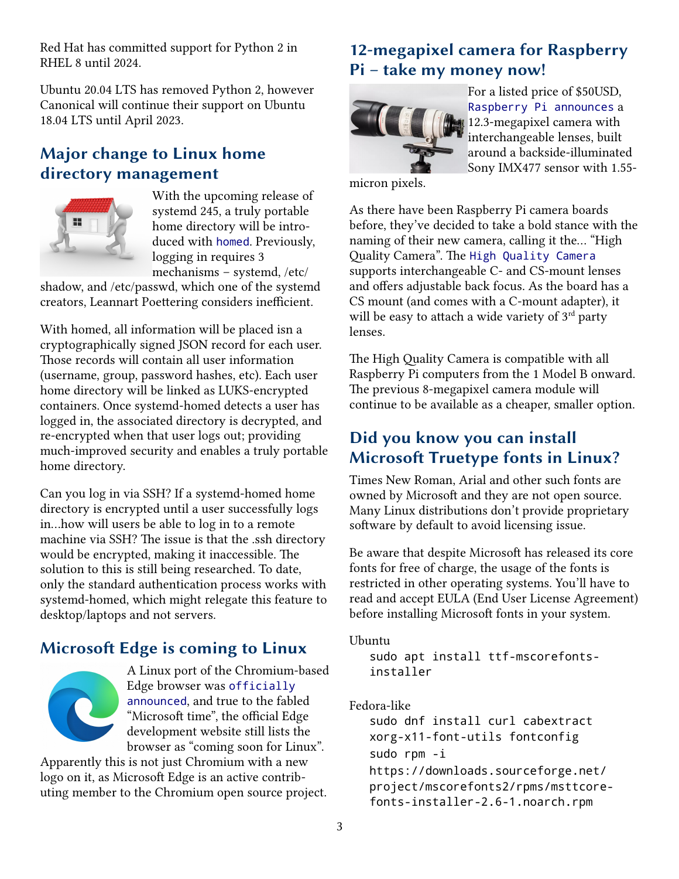Red Hat has committed support for Python 2 in RHEL 8 until 2024.

Ubuntu 20.04 LTS has removed Python 2, however Canonical will continue their support on Ubuntu 18.04 LTS until April 2023.

## Major change to Linux home directory management

With the upcoming release of systemd 245, a truly portable home directory will be introduced with homed. Previously, logging in requires 3 mechanisms – systemd, /etc/shadow, and /etc/passwd, which one of the systemd creators, Leannart Poettering considers inefficient.

With homed, all information will be placed isn a cryptographically signed JSON record for each user. Those records will contain all user information (username, group, password hashes, etc). Each user home directory will be linked as LUKS-encrypted containers. Once systemd-homed detects a user has logged in, the associated directory is decrypted, and re-encrypted when that user logs out; providing much-improved security and enables a truly portable home directory.

Can you log in via SSH? If a systemd-homed home directory is encrypted until a user successfully logs in…how will users be able to log in to a remote machine via SSH? The issue is that the .ssh directory would be encrypted, making it inaccessible. The solution to this is still being researched. To date, only the standard authentication process works with systemd-homed, which might relegate this feature to desktop/laptops and not servers.

## Microsoft Edge is coming to Linux

A Linux port of the Chromium-based Edge browser was officially announced, and true to the fabled "Microsoft time", the official Edge development website still lists the browser as "coming soon for Linux". Apparently this is not just Chromium with a new logo on it, as Microsoft Edge is an active contributing member to the Chromium open source project.

## 12-megapixel camera for Raspberry Pi – take my money now!

For a listed price of $50USD, Raspberry Pi announces a 12.3-megapixel camera with interchangeable lenses, built around a backside-illuminated Sony IMX477 sensor with 1.55-micron pixels.

As there have been Raspberry Pi camera boards before, they've decided to take a bold stance with the naming of their new camera, calling it the… "High Quality Camera". The High Quality Camera supports interchangeable C- and CS-mount lenses and offers adjustable back focus. As the board has a CS mount (and comes with a C-mount adapter), it will be easy to attach a wide variety of 3rd party lenses.

The High Quality Camera is compatible with all Raspberry Pi computers from the 1 Model B onward. The previous 8-megapixel camera module will continue to be available as a cheaper, smaller option.

## Did you know you can install Microsoft Truetype fonts in Linux?

Times New Roman, Arial and other such fonts are owned by Microsoft and they are not open source. Many Linux distributions don't provide proprietary software by default to avoid licensing issue.

Be aware that despite Microsoft has released its core fonts for free of charge, the usage of the fonts is restricted in other operating systems. You'll have to read and accept EULA (End User License Agreement) before installing Microsoft fonts in your system.

Ubuntu

```
sudo apt install ttf-mscorefonts-installer
```

Fedora-like

```
sudo dnf install curl cabextract xorg-x11-font-utils fontconfig
sudo rpm -i https://downloads.sourceforge.net/project/mscorefonts2/rpms/msttcore-fonts-installer-2.6-1.noarch.rpm
```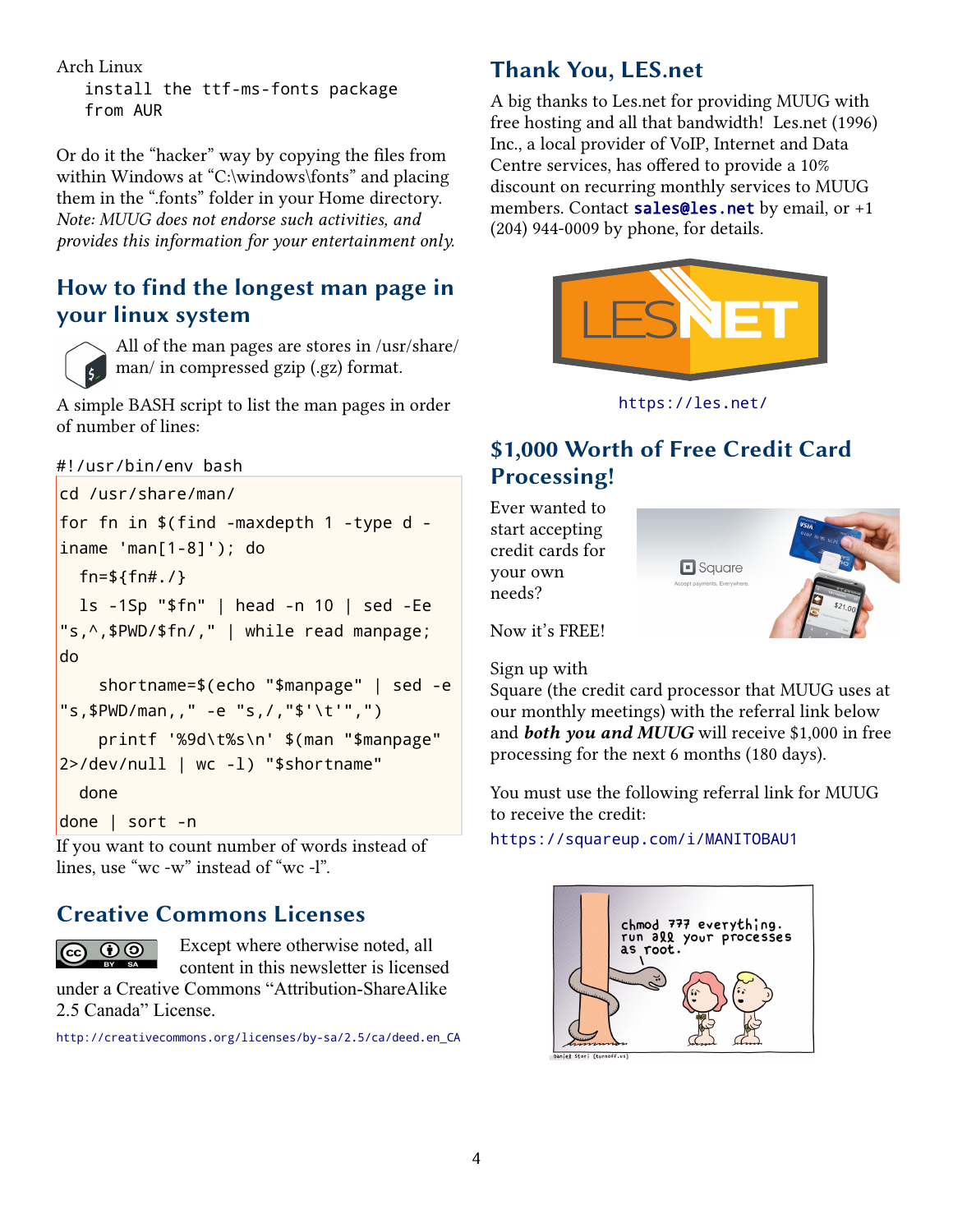Arch Linux
   install the ttf-ms-fonts package
   from AUR

Or do it the "hacker" way by copying the files from within Windows at "C:\windows\fonts" and placing them in the ".fonts" folder in your Home directory. *Note: MUUG does not endorse such activities, and provides this information for your entertainment only.*

## How to find the longest man page in your linux system

All of the man pages are stores in /usr/share/man/ in compressed gzip (.gz) format.

A simple BASH script to list the man pages in order of number of lines:

```
#!/usr/bin/env bash
cd /usr/share/man/
for fn in $(find -maxdepth 1 -type d -iname 'man[1-8]'); do
  fn=${fn#./}
  ls -1Sp "$fn" | head -n 10 | sed -Ee "s,^,$PWD/$fn/," | while read manpage; do
    shortname=$(echo "$manpage" | sed -e "s,$PWD/man,," -e "s,/,"$'\t'",")
    printf '%9d\t%s\n' $(man "$manpage" 2>/dev/null | wc -l) "$shortname"
  done
done | sort -n
```

If you want to count number of words instead of lines, use "wc -w" instead of "wc -l".

## Creative Commons Licenses

Except where otherwise noted, all content in this newsletter is licensed under a Creative Commons "Attribution-ShareAlike 2.5 Canada" License.

http://creativecommons.org/licenses/by-sa/2.5/ca/deed.en_CA

## Thank You, LES.net

A big thanks to Les.net for providing MUUG with free hosting and all that bandwidth! Les.net (1996) Inc., a local provider of VoIP, Internet and Data Centre services, has offered to provide a 10% discount on recurring monthly services to MUUG members. Contact **sales@les.net** by email, or +1 (204) 944-0009 by phone, for details.

https://les.net/

## $1,000 Worth of Free Credit Card Processing!

Ever wanted to start accepting credit cards for your own needs?

Now it's FREE!

Sign up with Square (the credit card processor that MUUG uses at our monthly meetings) with the referral link below and ***both you and MUUG*** will receive $1,000 in free processing for the next 6 months (180 days).

You must use the following referral link for MUUG to receive the credit:

https://squareup.com/i/MANITOBAU1